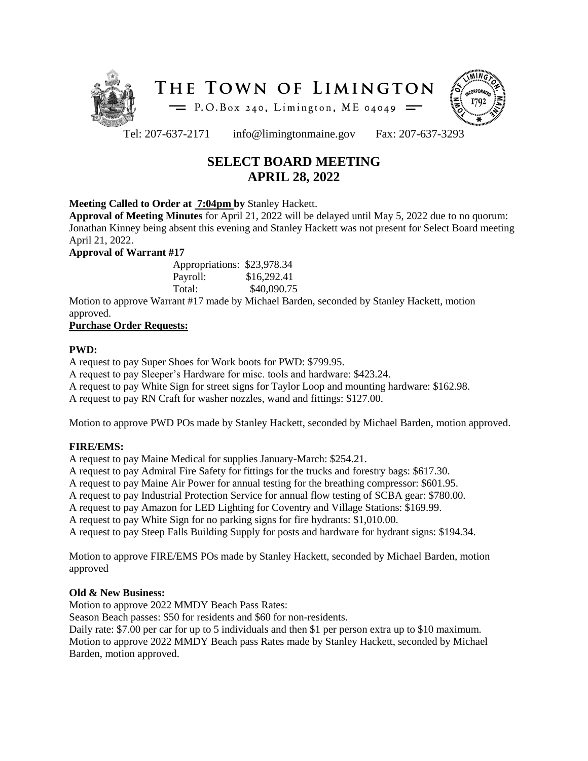# THE TOWN OF LIMINGTON

P.O.Box 240, Limington, ME 04049

Tel: 207-637-2171 info@limingtonmaine.gov Fax: 207-637-3293

## SELECT BOARD MEETING
## APRIL 28, 2022

**Meeting Called to Order at 7:04pm by** Stanley Hackett.

**Approval of Meeting Minutes** for April 21, 2022 will be delayed until May 5, 2022 due to no quorum: Jonathan Kinney being absent this evening and Stanley Hackett was not present for Select Board meeting April 21, 2022.

**Approval of Warrant #17**

| | |
|---|---|
| Appropriations: | $23,978.34 |
| Payroll: | $16,292.41 |
| Total: | $40,090.75 |

Motion to approve Warrant #17 made by Michael Barden, seconded by Stanley Hackett, motion approved.

**Purchase Order Requests:**

**PWD:**

A request to pay Super Shoes for Work boots for PWD: $799.95.
A request to pay Sleeper's Hardware for misc. tools and hardware: $423.24.
A request to pay White Sign for street signs for Taylor Loop and mounting hardware: $162.98.
A request to pay RN Craft for washer nozzles, wand and fittings: $127.00.

Motion to approve PWD POs made by Stanley Hackett, seconded by Michael Barden, motion approved.

**FIRE/EMS:**

A request to pay Maine Medical for supplies January-March: $254.21.
A request to pay Admiral Fire Safety for fittings for the trucks and forestry bags: $617.30.
A request to pay Maine Air Power for annual testing for the breathing compressor: $601.95.
A request to pay Industrial Protection Service for annual flow testing of SCBA gear: $780.00.
A request to pay Amazon for LED Lighting for Coventry and Village Stations: $169.99.
A request to pay White Sign for no parking signs for fire hydrants: $1,010.00.
A request to pay Steep Falls Building Supply for posts and hardware for hydrant signs: $194.34.

Motion to approve FIRE/EMS POs made by Stanley Hackett, seconded by Michael Barden, motion approved

**Old & New Business:**

Motion to approve 2022 MMDY Beach Pass Rates:
Season Beach passes: $50 for residents and $60 for non-residents.
Daily rate: $7.00 per car for up to 5 individuals and then $1 per person extra up to $10 maximum.
Motion to approve 2022 MMDY Beach pass Rates made by Stanley Hackett, seconded by Michael Barden, motion approved.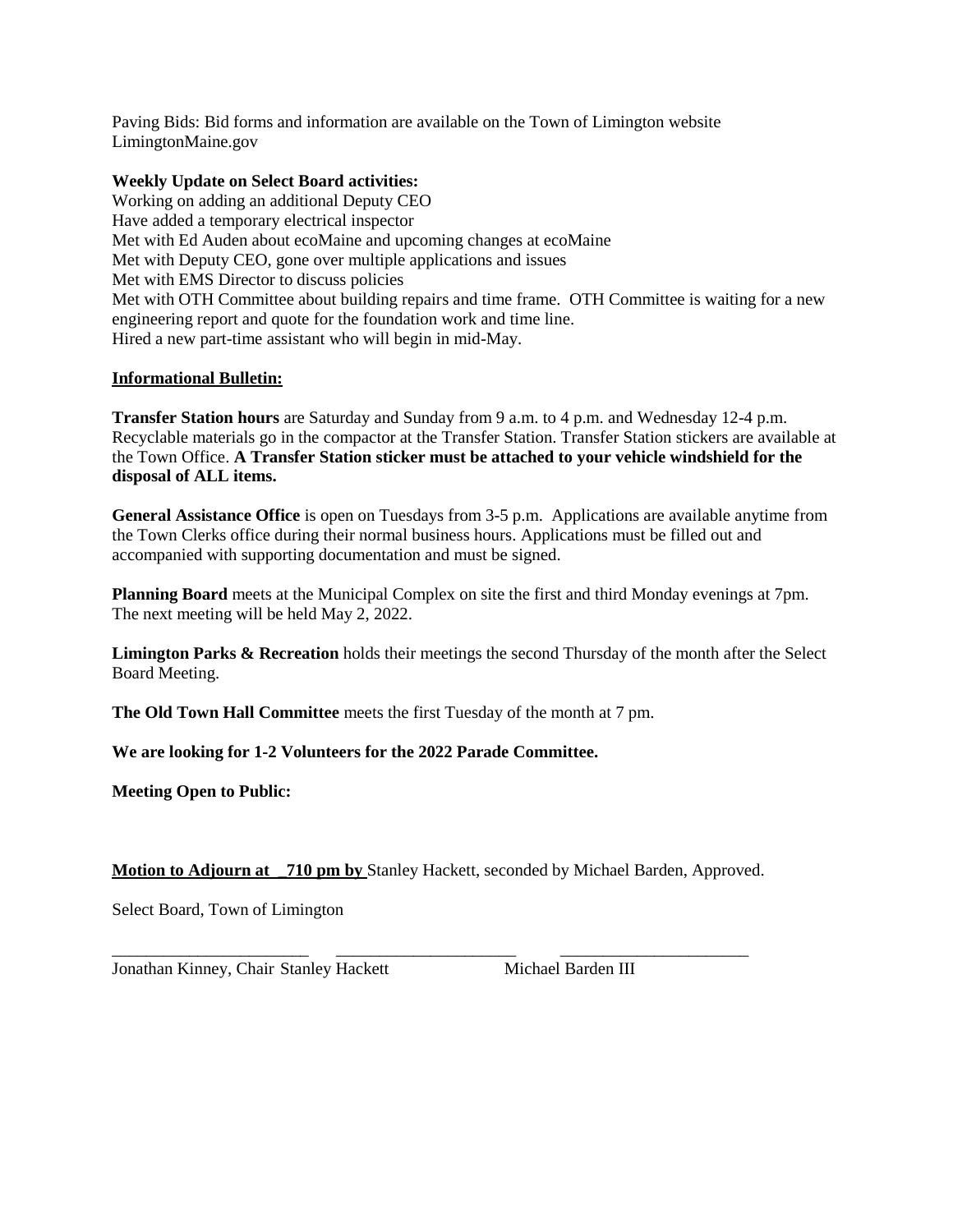Paving Bids: Bid forms and information are available on the Town of Limington website LimingtonMaine.gov

**Weekly Update on Select Board activities:**

Working on adding an additional Deputy CEO
Have added a temporary electrical inspector
Met with Ed Auden about ecoMaine and upcoming changes at ecoMaine
Met with Deputy CEO, gone over multiple applications and issues
Met with EMS Director to discuss policies
Met with OTH Committee about building repairs and time frame. OTH Committee is waiting for a new engineering report and quote for the foundation work and time line.
Hired a new part-time assistant who will begin in mid-May.

**Informational Bulletin:**

**Transfer Station hours** are Saturday and Sunday from 9 a.m. to 4 p.m. and Wednesday 12-4 p.m. Recyclable materials go in the compactor at the Transfer Station. Transfer Station stickers are available at the Town Office. **A Transfer Station sticker must be attached to your vehicle windshield for the disposal of ALL items.**

**General Assistance Office** is open on Tuesdays from 3-5 p.m. Applications are available anytime from the Town Clerks office during their normal business hours. Applications must be filled out and accompanied with supporting documentation and must be signed.

**Planning Board** meets at the Municipal Complex on site the first and third Monday evenings at 7pm. The next meeting will be held May 2, 2022.

**Limington Parks & Recreation** holds their meetings the second Thursday of the month after the Select Board Meeting.

**The Old Town Hall Committee** meets the first Tuesday of the month at 7 pm.

**We are looking for 1-2 Volunteers for the 2022 Parade Committee.**

**Meeting Open to Public:**

**Motion to Adjourn at _710 pm by** Stanley Hackett, seconded by Michael Barden, Approved.

Select Board, Town of Limington

_______________________ _______________________ _______________________

Jonathan Kinney, Chair Stanley Hackett Michael Barden III